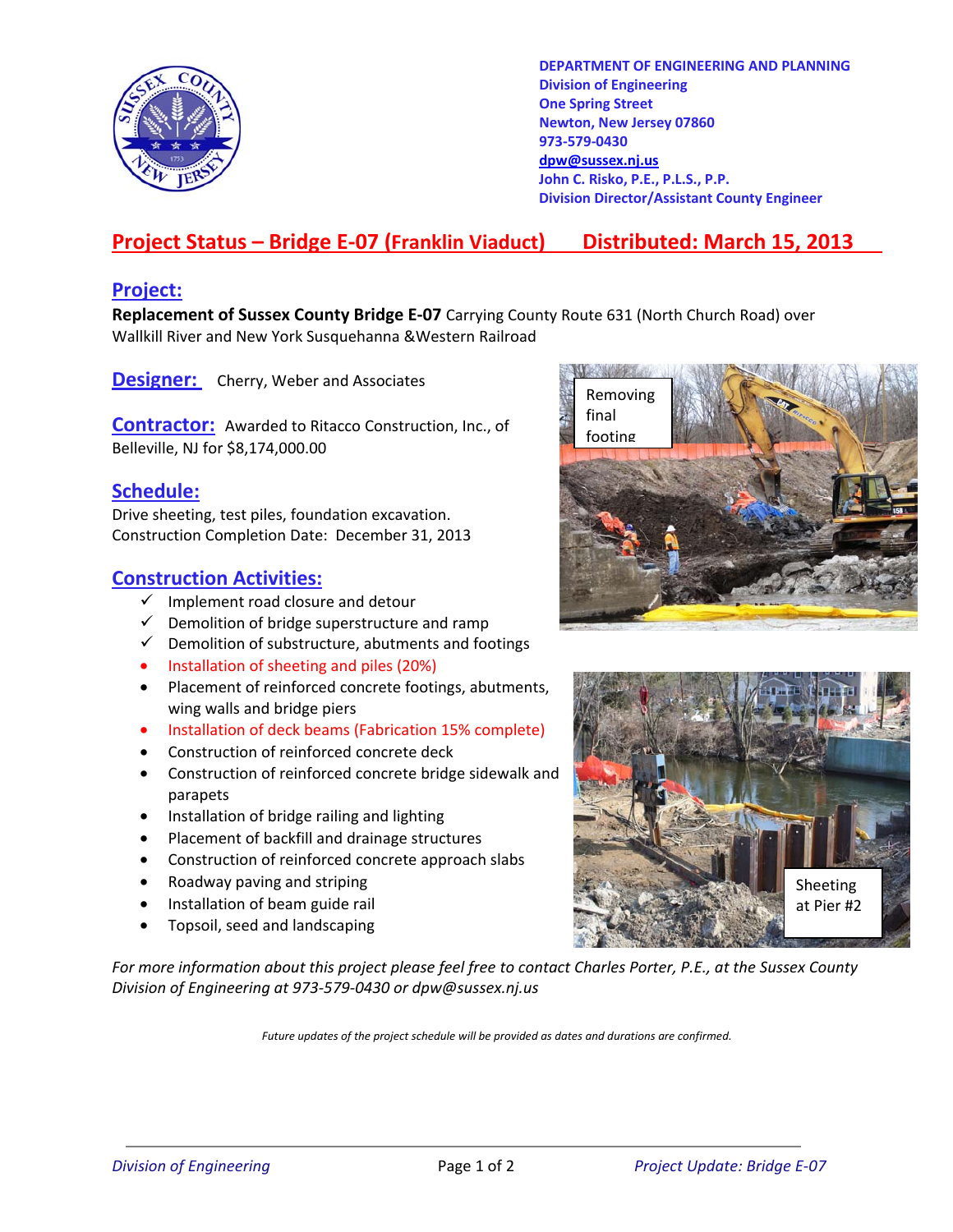**DEPARTMENT OF ENGINEERING AND PLANNING**
**Division of Engineering**
**One Spring Street**
**Newton, New Jersey 07860**
**973-579-0430**
**dpw@sussex.nj.us**
**John C. Risko, P.E., P.L.S., P.P.**
**Division Director/Assistant County Engineer**

# Project Status – Bridge E-07 (Franklin Viaduct) Distributed: March 15, 2013

## Project:

**Replacement of Sussex County Bridge E-07** Carrying County Route 631 (North Church Road) over Wallkill River and New York Susquehanna &Western Railroad

## Designer:

Cherry, Weber and Associates

## Contractor:

Awarded to Ritacco Construction, Inc., of Belleville, NJ for $8,174,000.00

## Schedule:

Drive sheeting, test piles, foundation excavation.
Construction Completion Date: December 31, 2013

## Construction Activities:

- ✓ Implement road closure and detour
- ✓ Demolition of bridge superstructure and ramp
- ✓ Demolition of substructure, abutments and footings
- Installation of sheeting and piles (20%)
- Placement of reinforced concrete footings, abutments, wing walls and bridge piers
- Installation of deck beams (Fabrication 15% complete)
- Construction of reinforced concrete deck
- Construction of reinforced concrete bridge sidewalk and parapets
- Installation of bridge railing and lighting
- Placement of backfill and drainage structures
- Construction of reinforced concrete approach slabs
- Roadway paving and striping
- Installation of beam guide rail
- Topsoil, seed and landscaping

Removing final footing

Sheeting at Pier #2

*For more information about this project please feel free to contact Charles Porter, P.E., at the Sussex County Division of Engineering at 973-579-0430 or dpw@sussex.nj.us*

*Future updates of the project schedule will be provided as dates and durations are confirmed.*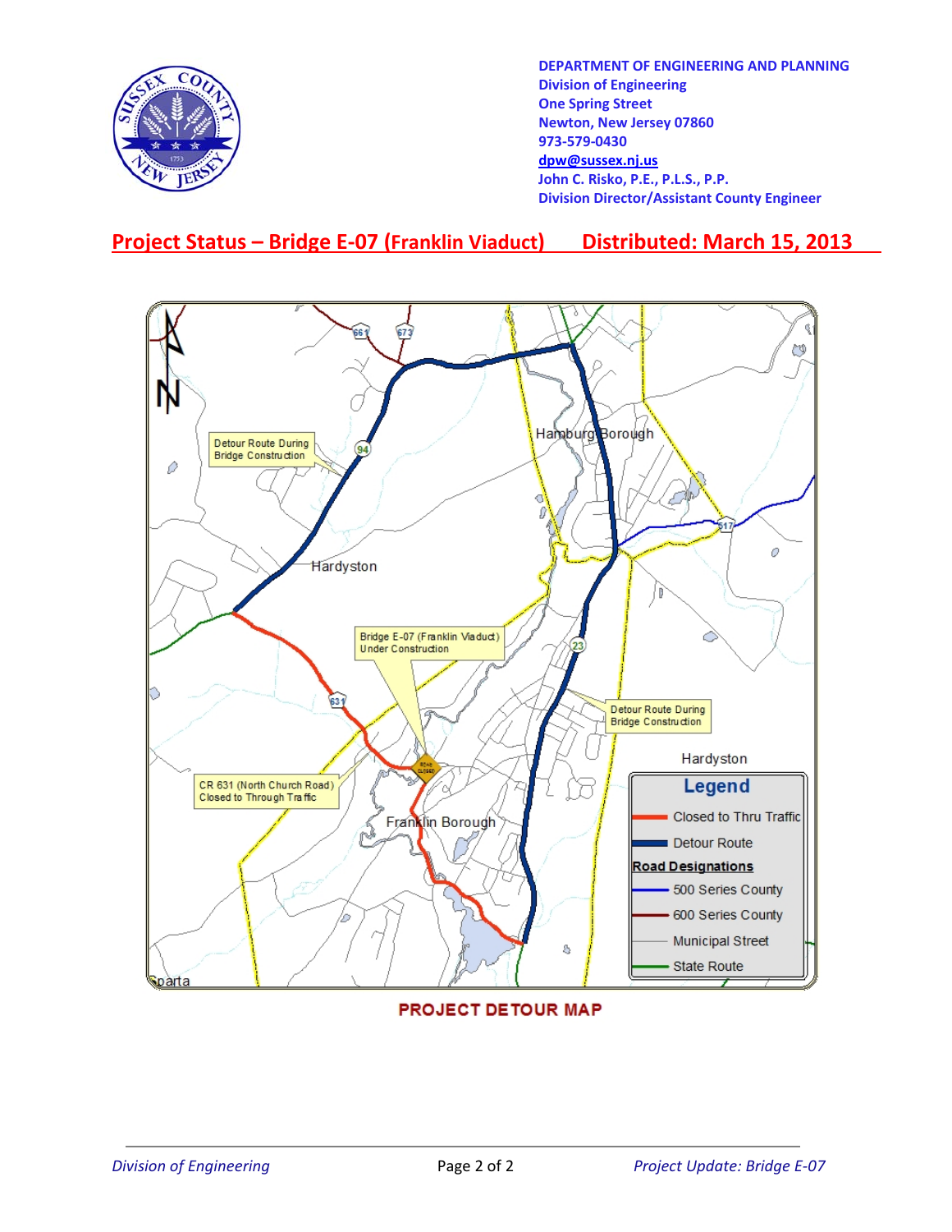**DEPARTMENT OF ENGINEERING AND PLANNING**
**Division of Engineering**
**One Spring Street**
**Newton, New Jersey 07860**
**973-579-0430**
**dpw@sussex.nj.us**
**John C. Risko, P.E., P.L.S., P.P.**
**Division Director/Assistant County Engineer**

## Project Status – Bridge E-07 (Franklin Viaduct) Distributed: March 15, 2013

N

661

673

94

Detour Route During Bridge Construction

Hamburg Borough

517

Hardyston

Bridge E-07 (Franklin Viaduct) Under Construction

23

631

Detour Route During Bridge Construction

Hardyston

CR 631 (North Church Road) Closed to Through Traffic

ROAD CLOSED

Franklin Borough

Sparta

Legend

Closed to Thru Traffic

Detour Route

Road Designations

500 Series County

600 Series County

Municipal Street

State Route

**PROJECT DETOUR MAP**